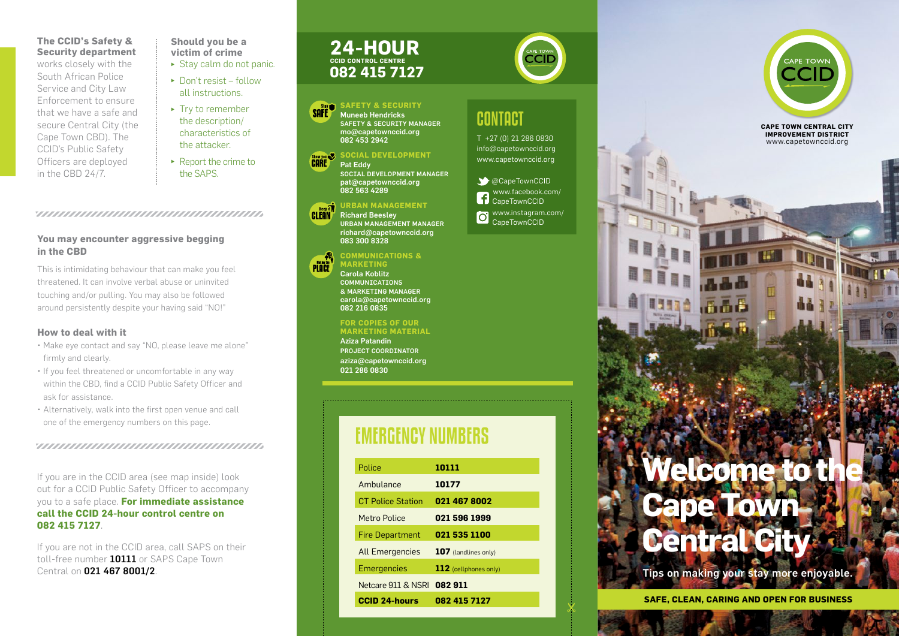**The CCID's Safety & Security department** works closely with the South African Police Service and City Law Enforcement to ensure that we have a safe and secure Central City (the Cape Town CBD). The CCID's Public Safety Officers are deployed in the CBD 24/7.

**Should you be a victim of crime**

- Stay calm do not panic.
- Don't resist – follow all instructions.
- Try to remember the description/ characteristics of the attacker.
- Report the crime to the SAPS.

### You may encounter aggressive begging in the CBD

This is intimidating behaviour that can make you feel threatened. It can involve verbal abuse or uninvited touching and/or pulling. You may also be followed around persistently despite your having said "NO!"

### How to deal with it

- Make eye contact and say "NO, please leave me alone" firmly and clearly.
- If you feel threatened or uncomfortable in any way within the CBD, find a CCID Public Safety Officer and ask for assistance.
- Alternatively, walk into the first open venue and call one of the emergency numbers on this page.

If you are in the CCID area (see map inside) look out for a CCID Public Safety Officer to accompany you to a safe place. **For immediate assistance call the CCID 24-hour control centre on 082 415 7127**.

If you are not in the CCID area, call SAPS on their toll-free number **10111** or SAPS Cape Town Central on **021 467 8001/2**.

## 24-HOUR

**CCID CONTROL CENTRE**

## 082 415 7127

**SAFETY & SECURITY**
Muneeb Hendricks
SAFETY & SECURITY MANAGER
mo@capetownccid.org
082 453 2942

**SOCIAL DEVELOPMENT**
Pat Eddy
SOCIAL DEVELOPMENT MANAGER
pat@capetownccid.org
082 563 4289

**URBAN MANAGEMENT**
Richard Beesley
URBAN MANAGEMENT MANAGER
richard@capetownccid.org
083 300 8328

**COMMUNICATIONS & MARKETING**
Carola Koblitz
COMMUNICATIONS & MARKETING MANAGER
carola@capetownccid.org
082 216 0835

**FOR COPIES OF OUR MARKETING MATERIAL**
Aziza Patandin
PROJECT COORDINATOR
aziza@capetownccid.org
021 286 0830

## CONTACT

T +27 (0) 21 286 0830
info@capetownccid.org
www.capetownccid.org

@CapeTownCCID
www.facebook.com/CapeTownCCID
www.instagram.com/CapeTownCCID

## EMERGENCY NUMBERS

| Service | Number |
|---|---|
| Police | **10111** |
| Ambulance | **10177** |
| CT Police Station | **021 467 8002** |
| Metro Police | **021 596 1999** |
| Fire Department | **021 535 1100** |
| All Emergencies | **107** (landlines only) |
| Emergencies | **112** (cellphones only) |
| Netcare 911 & NSRI | **082 911** |
| **CCID 24-hours** | **082 415 7127** |

CAPE TOWN CCID

**CAPE TOWN CENTRAL CITY IMPROVEMENT DISTRICT**
www.capetownccid.org

# Welcome to the Cape Town Central City

**Tips on making your stay more enjoyable.**

**SAFE, CLEAN, CARING AND OPEN FOR BUSINESS**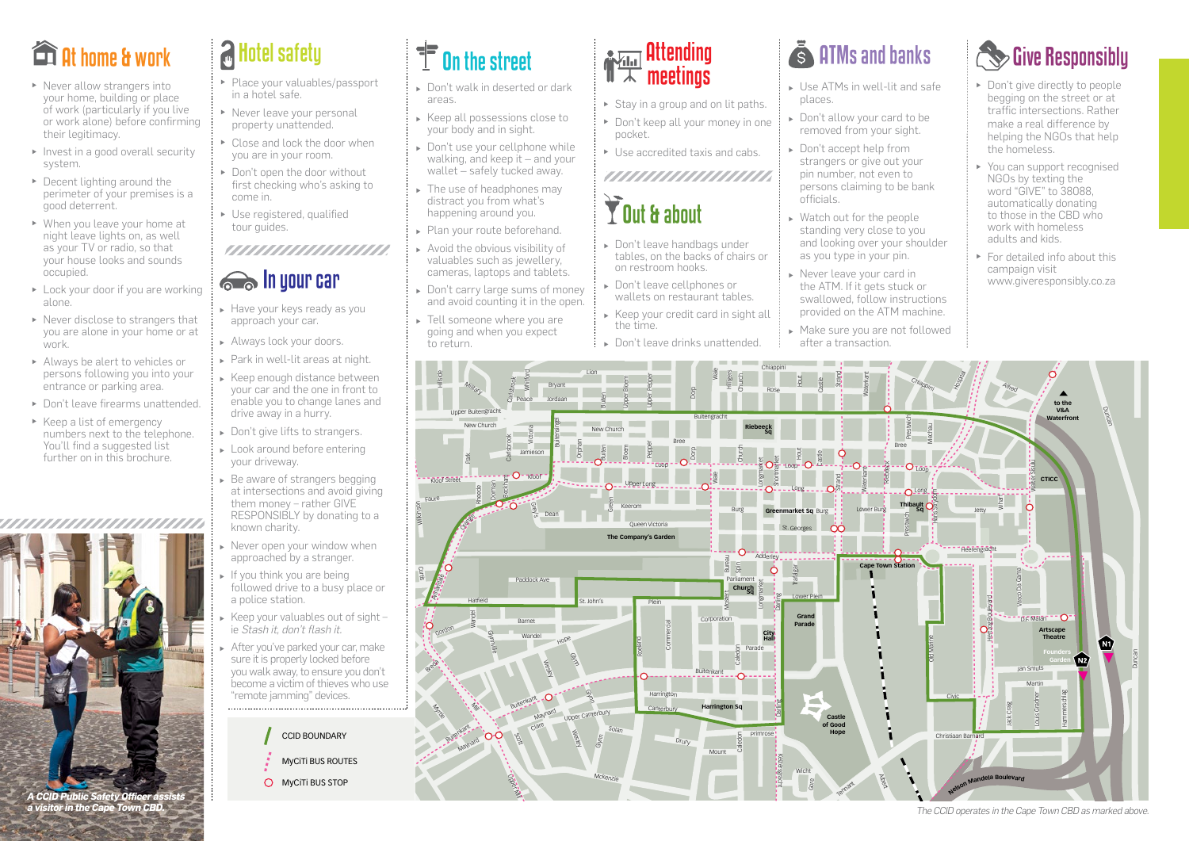## At home & work

- Never allow strangers into your home, building or place of work (particularly if you live or work alone) before confirming their legitimacy.
- Invest in a good overall security system.
- Decent lighting around the perimeter of your premises is a good deterrent.
- When you leave your home at night leave lights on, as well as your TV or radio, so that your house looks and sounds occupied.
- Lock your door if you are working alone.
- Never disclose to strangers that you are alone in your home or at work.
- Always be alert to vehicles or persons following you into your entrance or parking area.
- Don't leave firearms unattended.
- Keep a list of emergency numbers next to the telephone. You'll find a suggested list further on in this brochure.

*A CCID Public Safety Officer assists a visitor in the Cape Town CBD.*

## Hotel safety

- Place your valuables/passport in a hotel safe.
- Never leave your personal property unattended.
- Close and lock the door when you are in your room.
- Don't open the door without first checking who's asking to come in.
- Use registered, qualified tour guides.

## In your car

- Have your keys ready as you approach your car.
- Always lock your doors.
- Park in well-lit areas at night.
- Keep enough distance between your car and the one in front to enable you to change lanes and drive away in a hurry.
- Don't give lifts to strangers.
- Look around before entering your driveway.
- Be aware of strangers begging at intersections and avoid giving them money – rather GIVE RESPONSIBLY by donating to a known charity.
- Never open your window when approached by a stranger.
- If you think you are being followed drive to a busy place or a police station.
- Keep your valuables out of sight – ie *Stash it, don't flash it.*
- After you've parked your car, make sure it is properly locked before you walk away, to ensure you don't become a victim of thieves who use "remote jamming" devices.

## On the street

- Don't walk in deserted or dark areas.
- Keep all possessions close to your body and in sight.
- Don't use your cellphone while walking, and keep it – and your wallet – safely tucked away.
- The use of headphones may distract you from what's happening around you.
- Plan your route beforehand.
- Avoid the obvious visibility of valuables such as jewellery, cameras, laptops and tablets.
- Don't carry large sums of money and avoid counting it in the open.
- Tell someone where you are going and when you expect to return.

## Attending meetings

- Stay in a group and on lit paths.
- Don't keep all your money in one pocket.
- Use accredited taxis and cabs.

## Out & about

- Don't leave handbags under tables, on the backs of chairs or on restroom hooks.
- Don't leave cellphones or wallets on restaurant tables.
- Keep your credit card in sight all the time.
- Don't leave drinks unattended.

## ATMs and banks

- Use ATMs in well-lit and safe places.
- Don't allow your card to be removed from your sight.
- Don't accept help from strangers or give out your pin number, not even to persons claiming to be bank officials.
- Watch out for the people standing very close to you and looking over your shoulder as you type in your pin.
- Never leave your card in the ATM. If it gets stuck or swallowed, follow instructions provided on the ATM machine.
- Make sure you are not followed after a transaction.

## Give Responsibly

- Don't give directly to people begging on the street or at traffic intersections. Rather make a real difference by helping the NGOs that help the homeless.
- You can support recognised NGOs by texting the word "GIVE" to 38088, automatically donating to those in the CBD who work with homeless adults and kids.
- For detailed info about this campaign visit www.giveresponsibly.co.za

CCID BOUNDARY
MyCiTi BUS ROUTES
MyCiTi BUS STOP

*The CCID operates in the Cape Town CBD as marked above.*